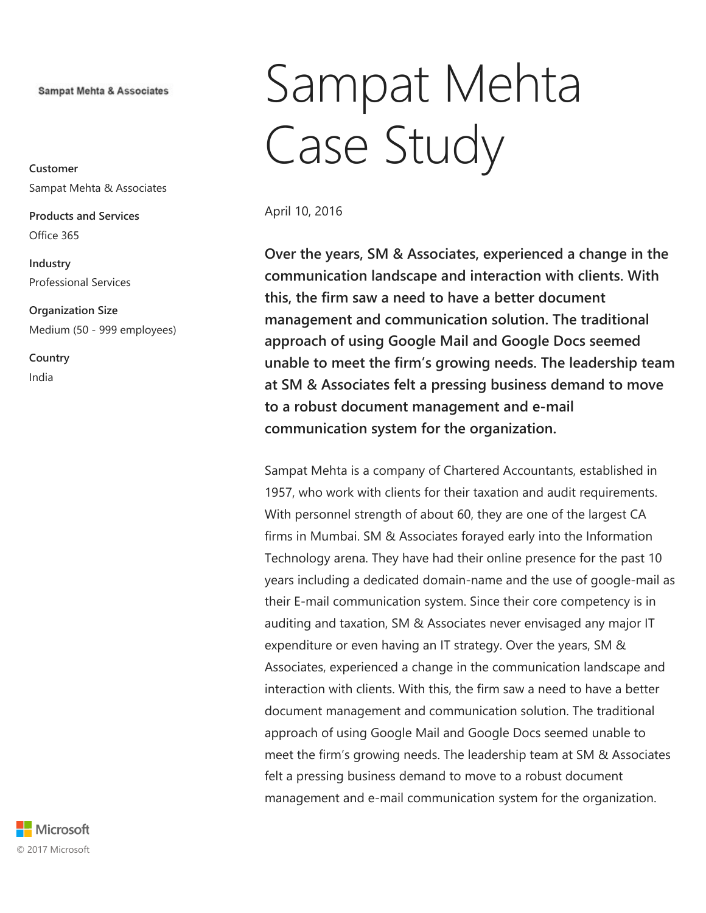Sampat Mehta & Associates

**Customer**
Sampat Mehta & Associates

**Products and Services**
Office 365

**Industry**
Professional Services

**Organization Size**
Medium (50 - 999 employees)

**Country**
India

# Sampat Mehta Case Study

April 10, 2016

**Over the years, SM & Associates, experienced a change in the communication landscape and interaction with clients. With this, the firm saw a need to have a better document management and communication solution. The traditional approach of using Google Mail and Google Docs seemed unable to meet the firm's growing needs. The leadership team at SM & Associates felt a pressing business demand to move to a robust document management and e-mail communication system for the organization.**

Sampat Mehta is a company of Chartered Accountants, established in 1957, who work with clients for their taxation and audit requirements. With personnel strength of about 60, they are one of the largest CA firms in Mumbai. SM & Associates forayed early into the Information Technology arena. They have had their online presence for the past 10 years including a dedicated domain-name and the use of google-mail as their E-mail communication system. Since their core competency is in auditing and taxation, SM & Associates never envisaged any major IT expenditure or even having an IT strategy. Over the years, SM & Associates, experienced a change in the communication landscape and interaction with clients. With this, the firm saw a need to have a better document management and communication solution. The traditional approach of using Google Mail and Google Docs seemed unable to meet the firm's growing needs. The leadership team at SM & Associates felt a pressing business demand to move to a robust document management and e-mail communication system for the organization.

Microsoft
© 2017 Microsoft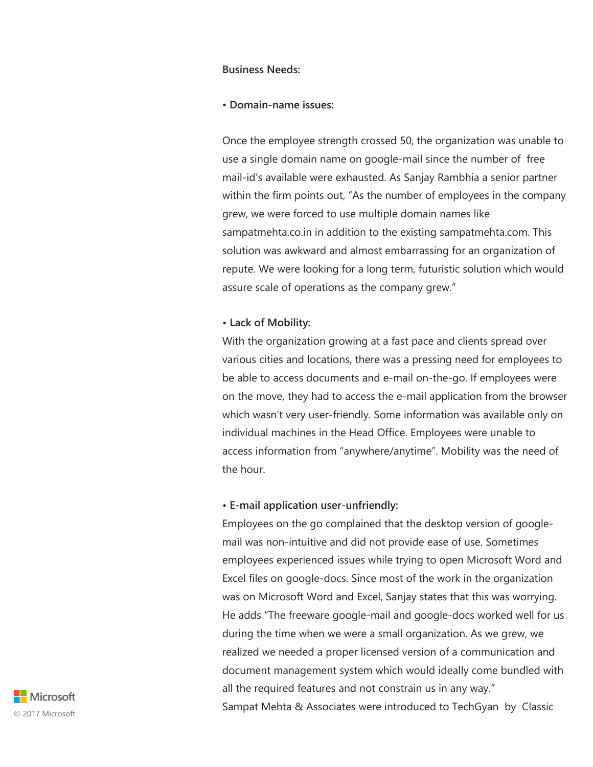**Business Needs:**

• **Domain-name issues:**

Once the employee strength crossed 50, the organization was unable to use a single domain name on google-mail since the number of free mail-id's available were exhausted. As Sanjay Rambhia a senior partner within the firm points out, "As the number of employees in the company grew, we were forced to use multiple domain names like sampatmehta.co.in in addition to the existing sampatmehta.com. This solution was awkward and almost embarrassing for an organization of repute. We were looking for a long term, futuristic solution which would assure scale of operations as the company grew."

• **Lack of Mobility:**

With the organization growing at a fast pace and clients spread over various cities and locations, there was a pressing need for employees to be able to access documents and e-mail on-the-go. If employees were on the move, they had to access the e-mail application from the browser which wasn't very user-friendly. Some information was available only on individual machines in the Head Office. Employees were unable to access information from "anywhere/anytime". Mobility was the need of the hour.

• **E-mail application user-unfriendly:**

Employees on the go complained that the desktop version of google-mail was non-intuitive and did not provide ease of use. Sometimes employees experienced issues while trying to open Microsoft Word and Excel files on google-docs. Since most of the work in the organization was on Microsoft Word and Excel, Sanjay states that this was worrying. He adds "The freeware google-mail and google-docs worked well for us during the time when we were a small organization. As we grew, we realized we needed a proper licensed version of a communication and document management system which would ideally come bundled with all the required features and not constrain us in any way."

Sampat Mehta & Associates were introduced to TechGyan by Classic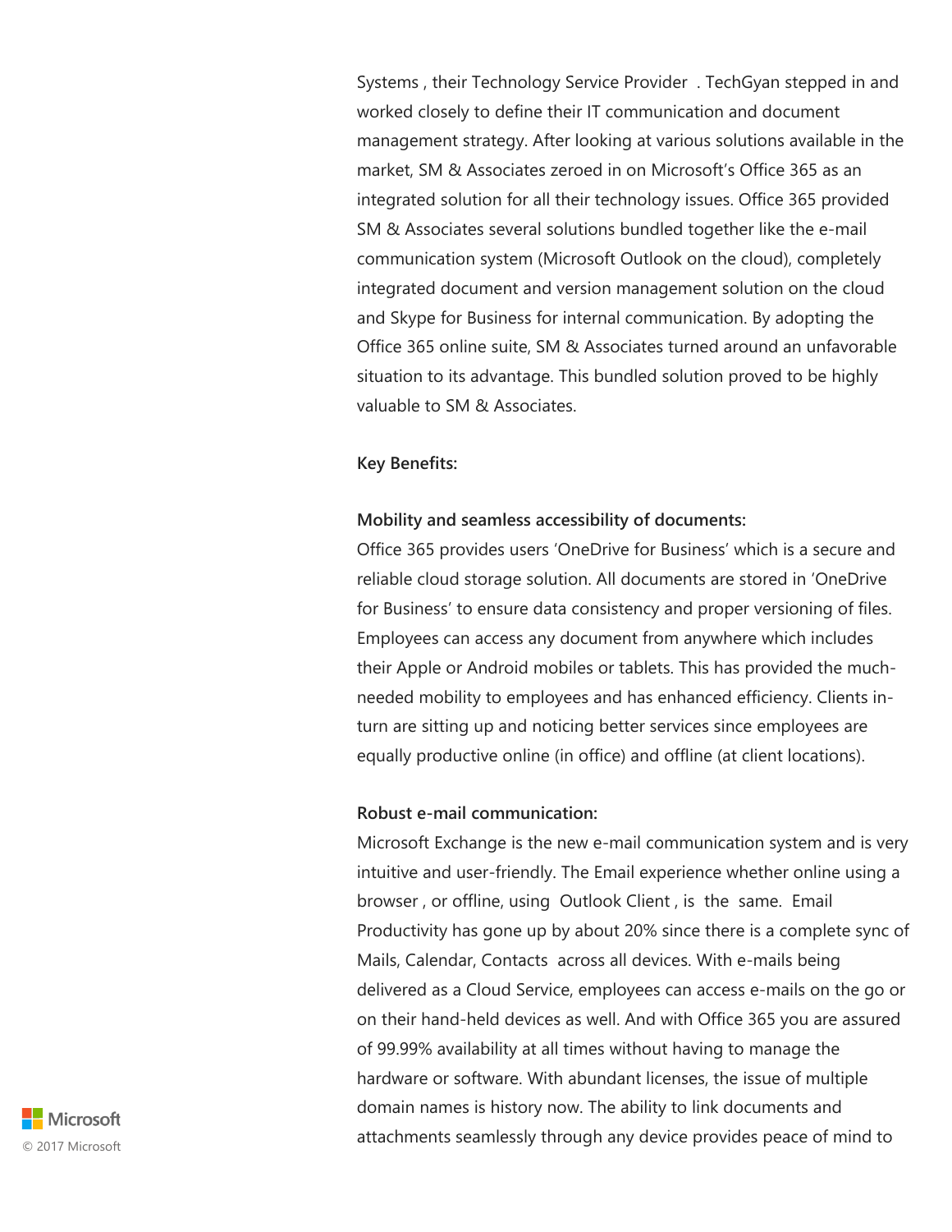Systems , their Technology Service Provider . TechGyan stepped in and worked closely to define their IT communication and document management strategy. After looking at various solutions available in the market, SM & Associates zeroed in on Microsoft's Office 365 as an integrated solution for all their technology issues. Office 365 provided SM & Associates several solutions bundled together like the e-mail communication system (Microsoft Outlook on the cloud), completely integrated document and version management solution on the cloud and Skype for Business for internal communication. By adopting the Office 365 online suite, SM & Associates turned around an unfavorable situation to its advantage. This bundled solution proved to be highly valuable to SM & Associates.

**Key Benefits:**

**Mobility and seamless accessibility of documents:**

Office 365 provides users 'OneDrive for Business' which is a secure and reliable cloud storage solution. All documents are stored in 'OneDrive for Business' to ensure data consistency and proper versioning of files. Employees can access any document from anywhere which includes their Apple or Android mobiles or tablets. This has provided the much-needed mobility to employees and has enhanced efficiency. Clients in-turn are sitting up and noticing better services since employees are equally productive online (in office) and offline (at client locations).

**Robust e-mail communication:**

Microsoft Exchange is the new e-mail communication system and is very intuitive and user-friendly. The Email experience whether online using a browser , or offline, using Outlook Client , is the same. Email Productivity has gone up by about 20% since there is a complete sync of Mails, Calendar, Contacts across all devices. With e-mails being delivered as a Cloud Service, employees can access e-mails on the go or on their hand-held devices as well. And with Office 365 you are assured of 99.99% availability at all times without having to manage the hardware or software. With abundant licenses, the issue of multiple domain names is history now. The ability to link documents and attachments seamlessly through any device provides peace of mind to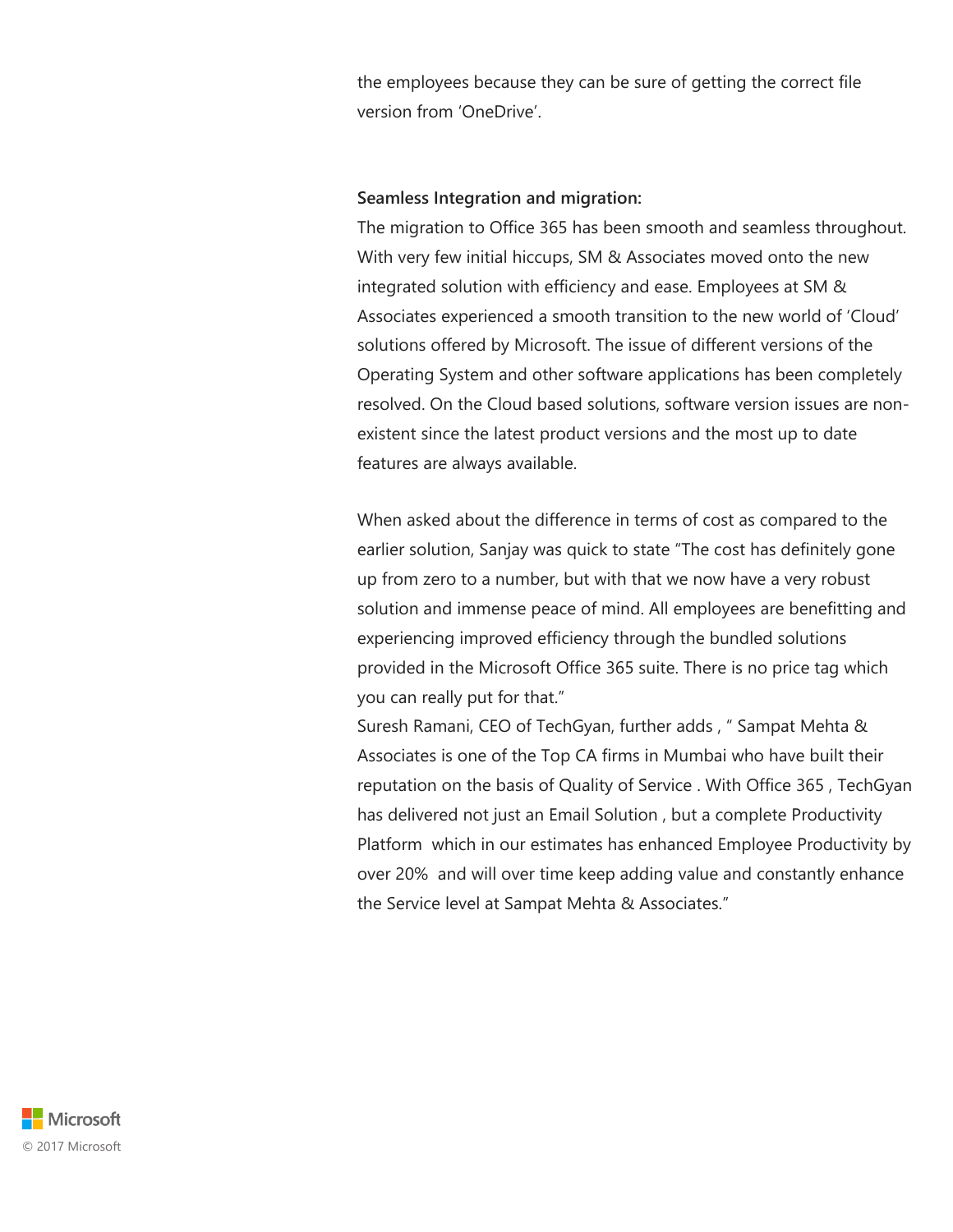the employees because they can be sure of getting the correct file version from 'OneDrive'.

**Seamless Integration and migration:**

The migration to Office 365 has been smooth and seamless throughout. With very few initial hiccups, SM & Associates moved onto the new integrated solution with efficiency and ease. Employees at SM & Associates experienced a smooth transition to the new world of 'Cloud' solutions offered by Microsoft. The issue of different versions of the Operating System and other software applications has been completely resolved. On the Cloud based solutions, software version issues are non-existent since the latest product versions and the most up to date features are always available.

When asked about the difference in terms of cost as compared to the earlier solution, Sanjay was quick to state "The cost has definitely gone up from zero to a number, but with that we now have a very robust solution and immense peace of mind. All employees are benefitting and experiencing improved efficiency through the bundled solutions provided in the Microsoft Office 365 suite. There is no price tag which you can really put for that."

Suresh Ramani, CEO of TechGyan, further adds , " Sampat Mehta & Associates is one of the Top CA firms in Mumbai who have built their reputation on the basis of Quality of Service . With Office 365 , TechGyan has delivered not just an Email Solution , but a complete Productivity Platform which in our estimates has enhanced Employee Productivity by over 20% and will over time keep adding value and constantly enhance the Service level at Sampat Mehta & Associates."

Microsoft

© 2017 Microsoft